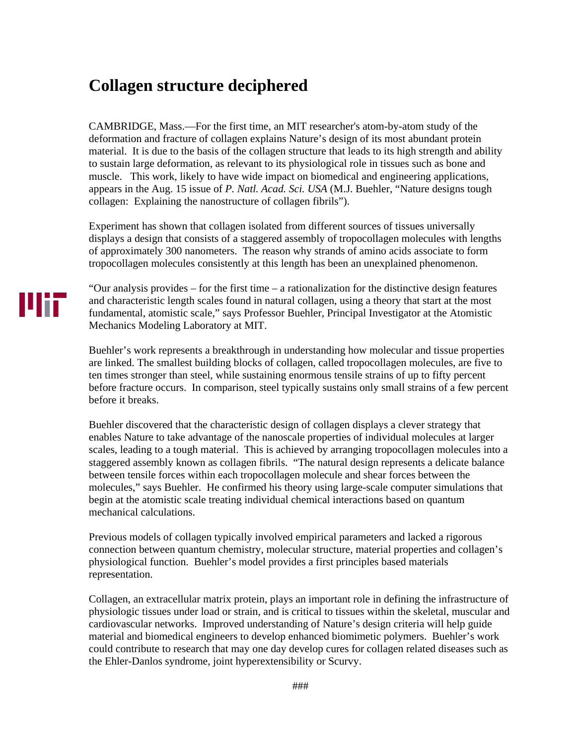# Collagen structure deciphered

CAMBRIDGE, Mass.—For the first time, an MIT researcher's atom-by-atom study of the deformation and fracture of collagen explains Nature's design of its most abundant protein material. It is due to the basis of the collagen structure that leads to its high strength and ability to sustain large deformation, as relevant to its physiological role in tissues such as bone and muscle. This work, likely to have wide impact on biomedical and engineering applications, appears in the Aug. 15 issue of *P. Natl. Acad. Sci. USA* (M.J. Buehler, "Nature designs tough collagen: Explaining the nanostructure of collagen fibrils").

Experiment has shown that collagen isolated from different sources of tissues universally displays a design that consists of a staggered assembly of tropocollagen molecules with lengths of approximately 300 nanometers. The reason why strands of amino acids associate to form tropocollagen molecules consistently at this length has been an unexplained phenomenon.

"Our analysis provides – for the first time – a rationalization for the distinctive design features and characteristic length scales found in natural collagen, using a theory that start at the most fundamental, atomistic scale," says Professor Buehler, Principal Investigator at the Atomistic Mechanics Modeling Laboratory at MIT.

Buehler's work represents a breakthrough in understanding how molecular and tissue properties are linked. The smallest building blocks of collagen, called tropocollagen molecules, are five to ten times stronger than steel, while sustaining enormous tensile strains of up to fifty percent before fracture occurs. In comparison, steel typically sustains only small strains of a few percent before it breaks.

Buehler discovered that the characteristic design of collagen displays a clever strategy that enables Nature to take advantage of the nanoscale properties of individual molecules at larger scales, leading to a tough material. This is achieved by arranging tropocollagen molecules into a staggered assembly known as collagen fibrils. "The natural design represents a delicate balance between tensile forces within each tropocollagen molecule and shear forces between the molecules," says Buehler. He confirmed his theory using large-scale computer simulations that begin at the atomistic scale treating individual chemical interactions based on quantum mechanical calculations.

Previous models of collagen typically involved empirical parameters and lacked a rigorous connection between quantum chemistry, molecular structure, material properties and collagen's physiological function. Buehler's model provides a first principles based materials representation.

Collagen, an extracellular matrix protein, plays an important role in defining the infrastructure of physiologic tissues under load or strain, and is critical to tissues within the skeletal, muscular and cardiovascular networks. Improved understanding of Nature's design criteria will help guide material and biomedical engineers to develop enhanced biomimetic polymers. Buehler's work could contribute to research that may one day develop cures for collagen related diseases such as the Ehler-Danlos syndrome, joint hyperextensibility or Scurvy.

###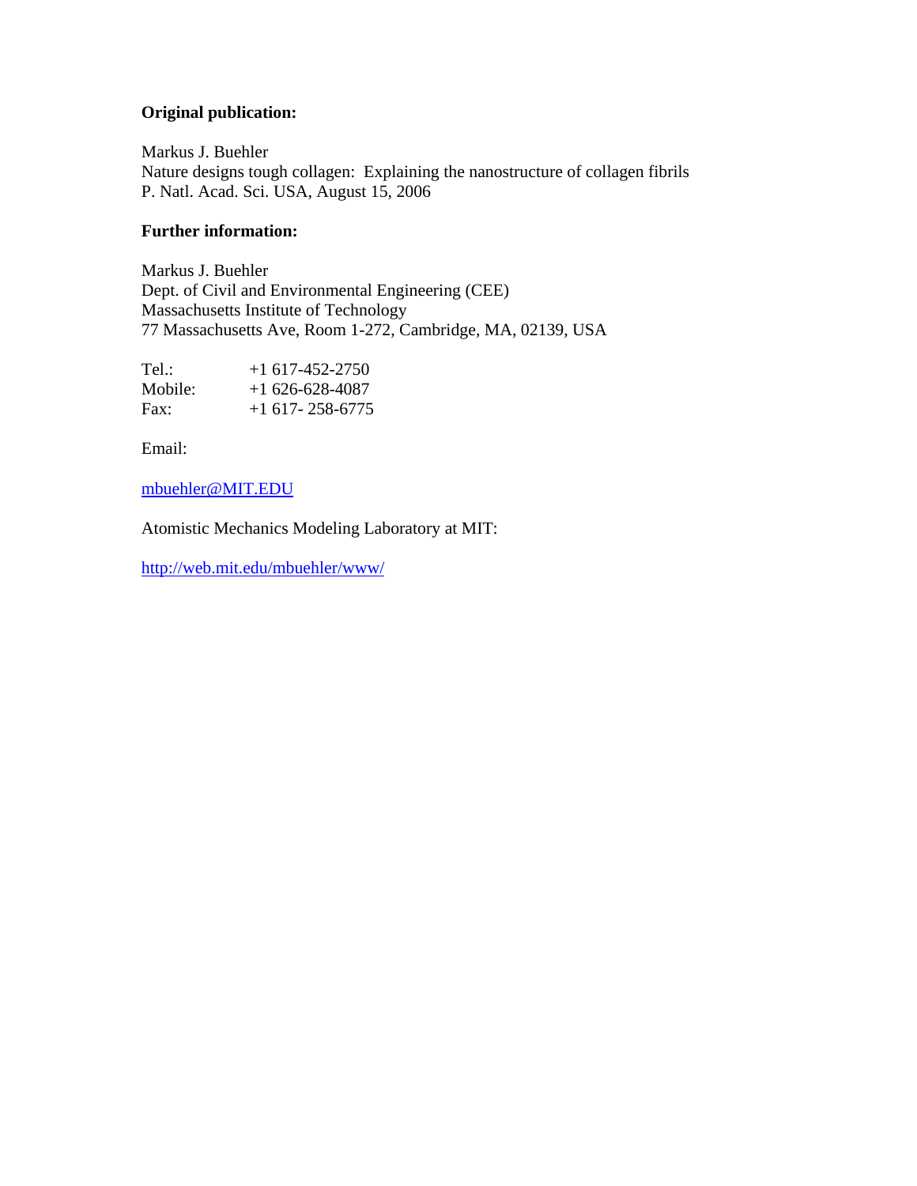**Original publication:**

Markus J. Buehler
Nature designs tough collagen: Explaining the nanostructure of collagen fibrils
P. Natl. Acad. Sci. USA, August 15, 2006

**Further information:**

Markus J. Buehler
Dept. of Civil and Environmental Engineering (CEE)
Massachusetts Institute of Technology
77 Massachusetts Ave, Room 1-272, Cambridge, MA, 02139, USA

Tel.: +1 617-452-2750
Mobile: +1 626-628-4087
Fax: +1 617- 258-6775

Email:

mbuehler@MIT.EDU

Atomistic Mechanics Modeling Laboratory at MIT:

http://web.mit.edu/mbuehler/www/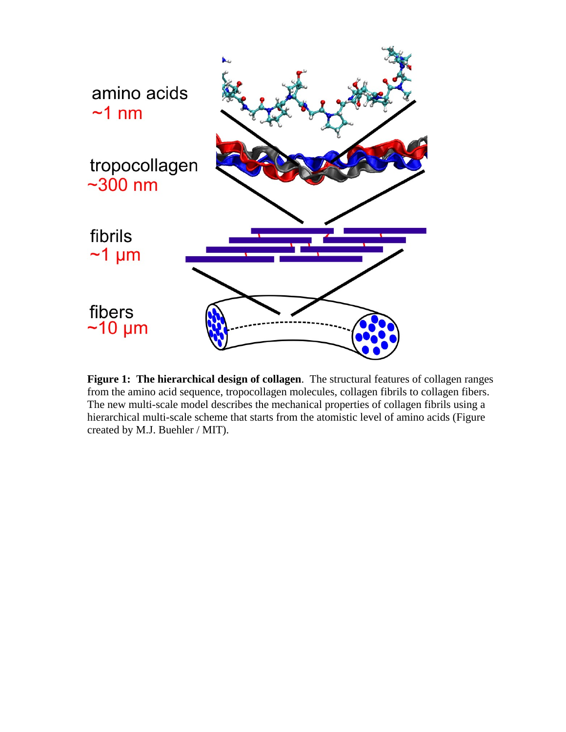amino acids
~1 nm

tropocollagen
~300 nm

fibrils
~1 μm

fibers
~10 μm

**Figure 1: The hierarchical design of collagen**. The structural features of collagen ranges from the amino acid sequence, tropocollagen molecules, collagen fibrils to collagen fibers. The new multi-scale model describes the mechanical properties of collagen fibrils using a hierarchical multi-scale scheme that starts from the atomistic level of amino acids (Figure created by M.J. Buehler / MIT).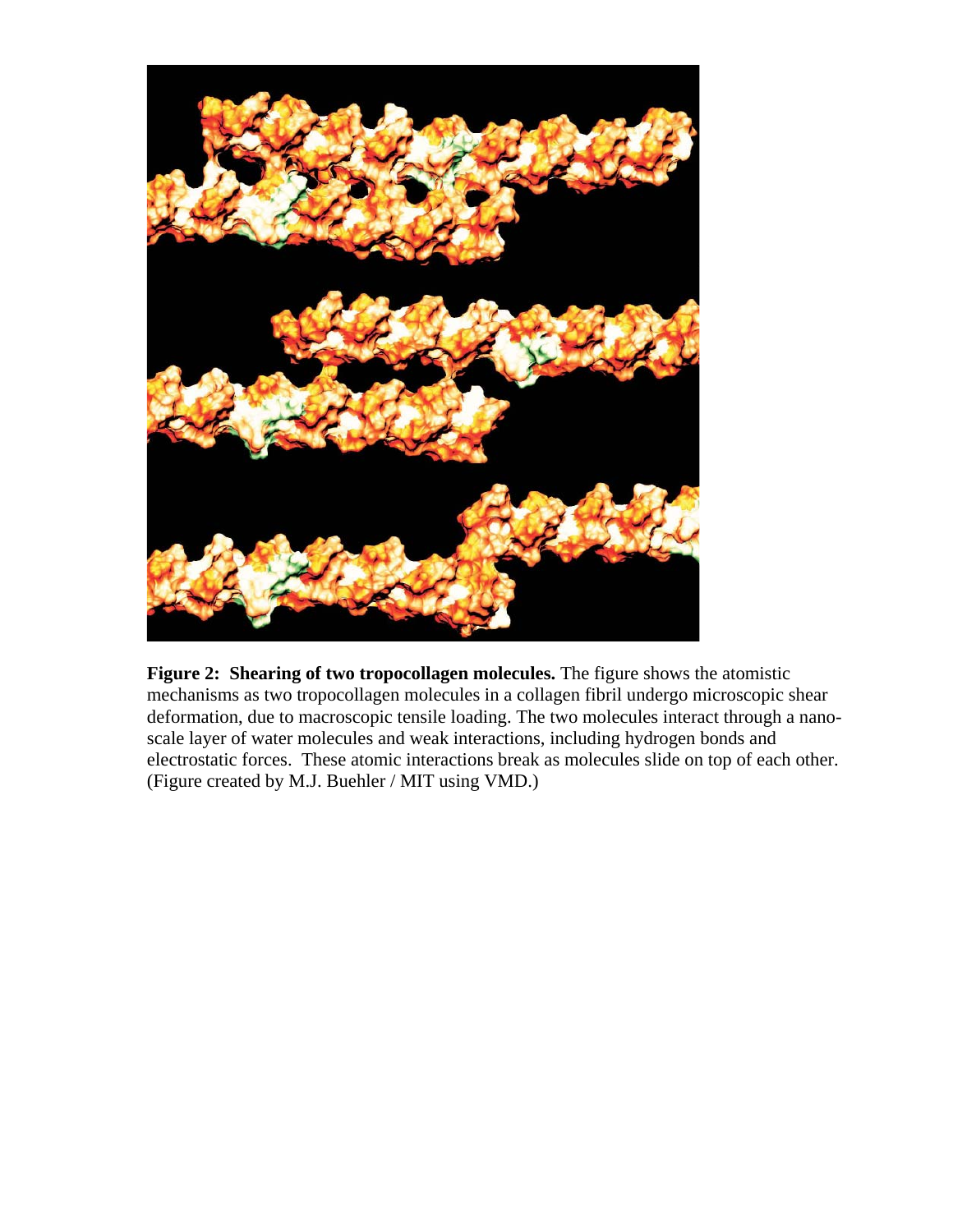**Figure 2: Shearing of two tropocollagen molecules.** The figure shows the atomistic mechanisms as two tropocollagen molecules in a collagen fibril undergo microscopic shear deformation, due to macroscopic tensile loading. The two molecules interact through a nano-scale layer of water molecules and weak interactions, including hydrogen bonds and electrostatic forces. These atomic interactions break as molecules slide on top of each other. (Figure created by M.J. Buehler / MIT using VMD.)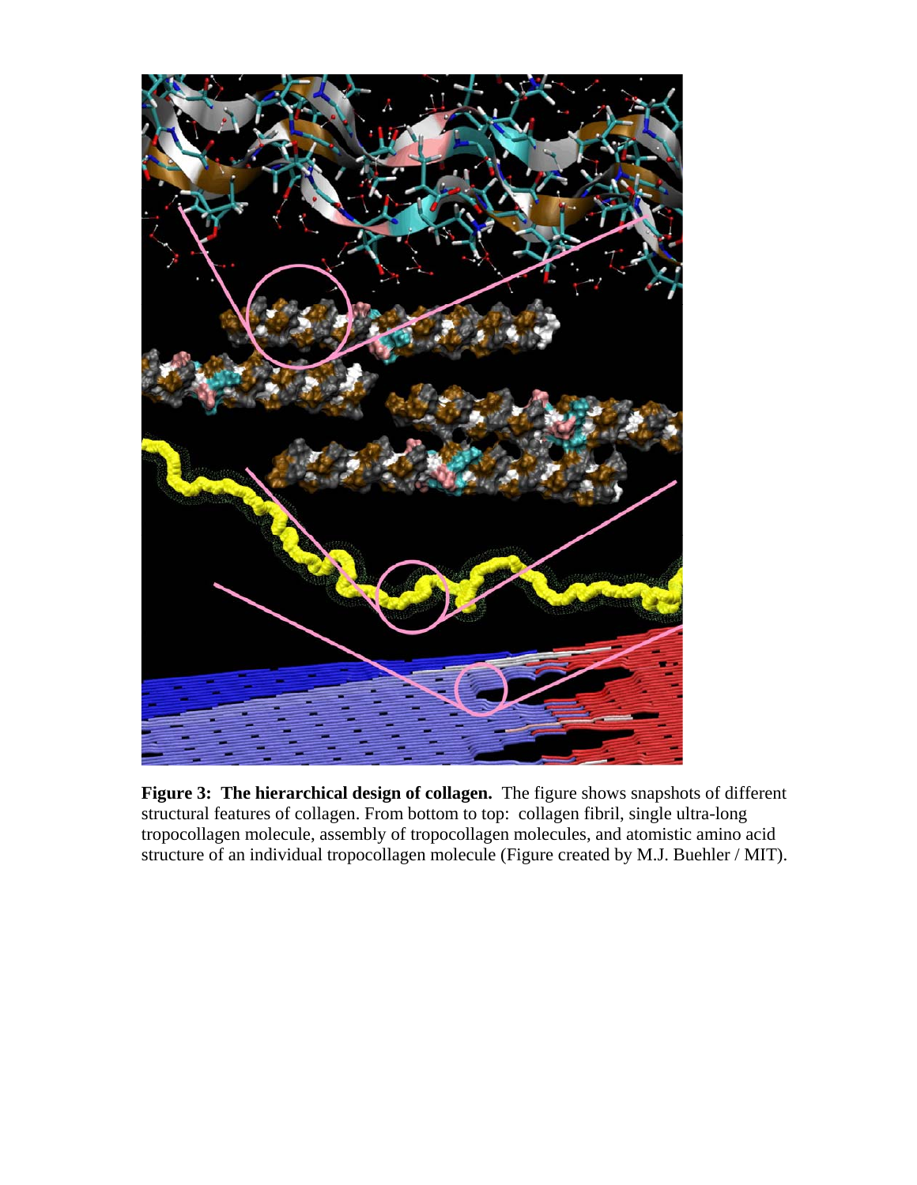**Figure 3: The hierarchical design of collagen.** The figure shows snapshots of different structural features of collagen. From bottom to top: collagen fibril, single ultra-long tropocollagen molecule, assembly of tropocollagen molecules, and atomistic amino acid structure of an individual tropocollagen molecule (Figure created by M.J. Buehler / MIT).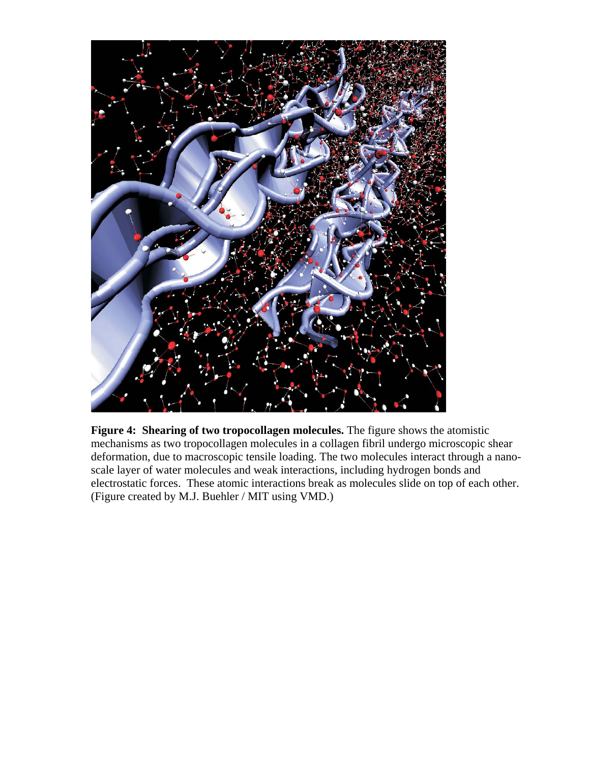**Figure 4: Shearing of two tropocollagen molecules.** The figure shows the atomistic mechanisms as two tropocollagen molecules in a collagen fibril undergo microscopic shear deformation, due to macroscopic tensile loading. The two molecules interact through a nano-scale layer of water molecules and weak interactions, including hydrogen bonds and electrostatic forces. These atomic interactions break as molecules slide on top of each other. (Figure created by M.J. Buehler / MIT using VMD.)